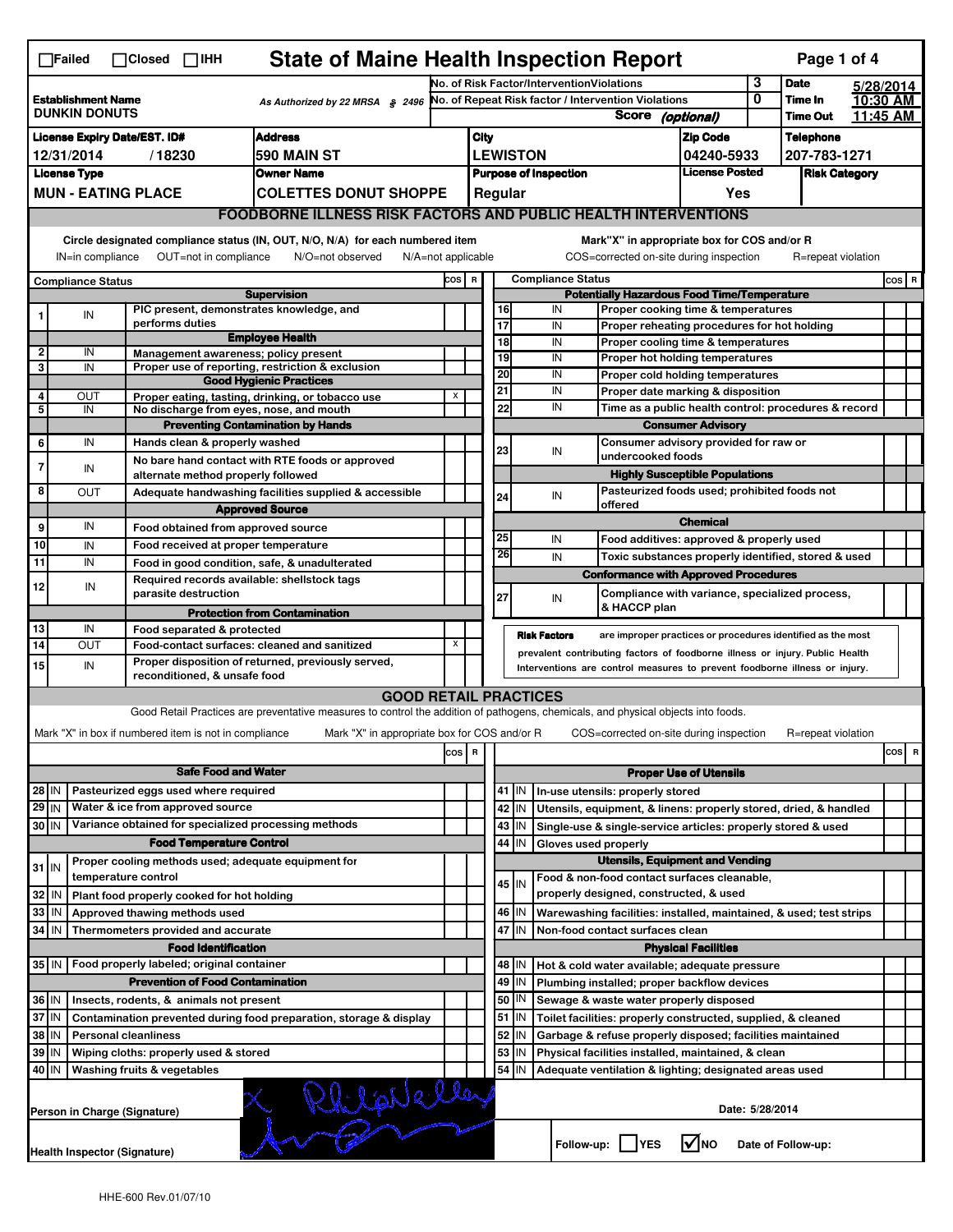☐Failed ☐Closed ☐IHH

# State of Maine Health Inspection Report

| Establishment Name | As Authorized by 22 MRSA § 2496 | No. of Risk Factor/Intervention Violations | 3 | Date | 5/28/2014 |
|---|---|---|---|---|---|
| DUNKIN DONUTS | | No. of Repeat Risk factor / Intervention Violations | 0 | Time In | 10:30 AM |
| | | Score (optional) | | Time Out | 11:45 AM |

| License Expiry Date/EST. ID# | Address | City | Zip Code | Telephone |
|---|---|---|---|---|
| 12/31/2014 / 18230 | 590 MAIN ST | LEWISTON | 04240-5933 | 207-783-1271 |

| License Type | Owner Name | Purpose of Inspection | License Posted | Risk Category |
|---|---|---|---|---|
| MUN - EATING PLACE | COLETTES DONUT SHOPPE | Regular | Yes | |

## FOODBORNE ILLNESS RISK FACTORS AND PUBLIC HEALTH INTERVENTIONS

Circle designated compliance status (IN, OUT, N/O, N/A) for each numbered item. IN=in compliance OUT=not in compliance N/O=not observed N/A=not applicable

Mark "X" in appropriate box for COS and/or R. COS=corrected on-site during inspection R=repeat violation

| # | Compliance Status | Item | COS | R |
|---|---|---|---|---|
| | | **Supervision** | | |
| 1 | IN | PIC present, demonstrates knowledge, and performs duties | | |
| | | **Employee Health** | | |
| 2 | IN | Management awareness; policy present | | |
| 3 | IN | Proper use of reporting, restriction & exclusion | | |
| | | **Good Hygienic Practices** | | |
| 4 | OUT | Proper eating, tasting, drinking, or tobacco use | X | |
| 5 | IN | No discharge from eyes, nose, and mouth | | |
| | | **Preventing Contamination by Hands** | | |
| 6 | IN | Hands clean & properly washed | | |
| 7 | IN | No bare hand contact with RTE foods or approved alternate method properly followed | | |
| 8 | OUT | Adequate handwashing facilities supplied & accessible | | |
| | | **Approved Source** | | |
| 9 | IN | Food obtained from approved source | | |
| 10 | IN | Food received at proper temperature | | |
| 11 | IN | Food in good condition, safe, & unadulterated | | |
| 12 | IN | Required records available: shellstock tags parasite destruction | | |
| | | **Protection from Contamination** | | |
| 13 | IN | Food separated & protected | | |
| 14 | OUT | Food-contact surfaces: cleaned and sanitized | X | |
| 15 | IN | Proper disposition of returned, previously served, reconditioned, & unsafe food | | |
| | | **Potentially Hazardous Food Time/Temperature** | | |
| 16 | IN | Proper cooking time & temperatures | | |
| 17 | IN | Proper reheating procedures for hot holding | | |
| 18 | IN | Proper cooling time & temperatures | | |
| 19 | IN | Proper hot holding temperatures | | |
| 20 | IN | Proper cold holding temperatures | | |
| 21 | IN | Proper date marking & disposition | | |
| 22 | IN | Time as a public health control: procedures & record | | |
| | | **Consumer Advisory** | | |
| 23 | IN | Consumer advisory provided for raw or undercooked foods | | |
| | | **Highly Susceptible Populations** | | |
| 24 | IN | Pasteurized foods used; prohibited foods not offered | | |
| | | **Chemical** | | |
| 25 | IN | Food additives: approved & properly used | | |
| 26 | IN | Toxic substances properly identified, stored & used | | |
| | | **Conformance with Approved Procedures** | | |
| 27 | IN | Compliance with variance, specialized process, & HACCP plan | | |

**Risk Factors** are improper practices or procedures identified as the most prevalent contributing factors of foodborne illness or injury. Public Health Interventions are control measures to prevent foodborne illness or injury.

## GOOD RETAIL PRACTICES

Good Retail Practices are preventative measures to control the addition of pathogens, chemicals, and physical objects into foods.

Mark "X" in box if numbered item is not in compliance. Mark "X" in appropriate box for COS and/or R. COS=corrected on-site during inspection R=repeat violation

| # | Status | Item | COS | R |
|---|---|---|---|---|
| | | **Safe Food and Water** | | |
| 28 | IN | Pasteurized eggs used where required | | |
| 29 | IN | Water & ice from approved source | | |
| 30 | IN | Variance obtained for specialized processing methods | | |
| | | **Food Temperature Control** | | |
| 31 | IN | Proper cooling methods used; adequate equipment for temperature control | | |
| 32 | IN | Plant food properly cooked for hot holding | | |
| 33 | IN | Approved thawing methods used | | |
| 34 | IN | Thermometers provided and accurate | | |
| | | **Food Identification** | | |
| 35 | IN | Food properly labeled; original container | | |
| | | **Prevention of Food Contamination** | | |
| 36 | IN | Insects, rodents, & animals not present | | |
| 37 | IN | Contamination prevented during food preparation, storage & display | | |
| 38 | IN | Personal cleanliness | | |
| 39 | IN | Wiping cloths: properly used & stored | | |
| 40 | IN | Washing fruits & vegetables | | |
| | | **Proper Use of Utensils** | | |
| 41 | IN | In-use utensils: properly stored | | |
| 42 | IN | Utensils, equipment, & linens: properly stored, dried, & handled | | |
| 43 | IN | Single-use & single-service articles: properly stored & used | | |
| 44 | IN | Gloves used properly | | |
| | | **Utensils, Equipment and Vending** | | |
| 45 | IN | Food & non-food contact surfaces cleanable, properly designed, constructed, & used | | |
| 46 | IN | Warewashing facilities: installed, maintained, & used; test strips | | |
| 47 | IN | Non-food contact surfaces clean | | |
| | | **Physical Facilities** | | |
| 48 | IN | Hot & cold water available; adequate pressure | | |
| 49 | IN | Plumbing installed; proper backflow devices | | |
| 50 | IN | Sewage & waste water properly disposed | | |
| 51 | IN | Toilet facilities: properly constructed, supplied, & cleaned | | |
| 52 | IN | Garbage & refuse properly disposed; facilities maintained | | |
| 53 | IN | Physical facilities installed, maintained, & clean | | |
| 54 | IN | Adequate ventilation & lighting; designated areas used | | |

Person in Charge (Signature): X [signature]

Date: 5/28/2014

Health Inspector (Signature): [signature]

Follow-up: ☐ YES ☑ NO Date of Follow-up:

HHE-600 Rev.01/07/10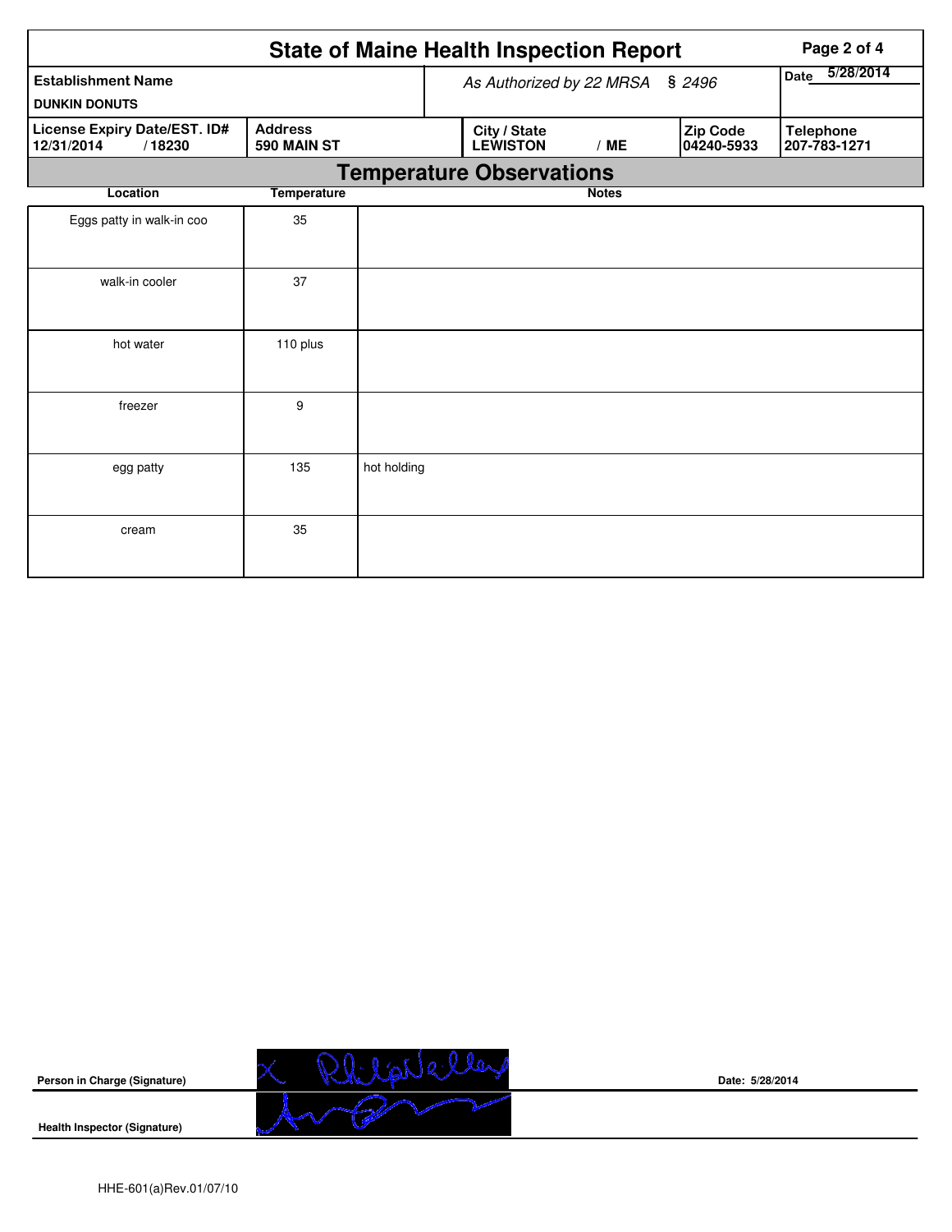# State of Maine Health Inspection Report

| Establishment Name | As Authorized by 22 MRSA § 2496 | | | | Date 5/28/2014 |
|---|---|---|---|---|---|
| DUNKIN DONUTS | | | | | |
| License Expiry Date/EST. ID# 12/31/2014 / 18230 | Address 590 MAIN ST | City / State LEWISTON / ME | | Zip Code 04240-5933 | Telephone 207-783-1271 |

## Temperature Observations

| Location | Temperature | Notes |
|---|---|---|
| Eggs patty in walk-in coo | 35 | |
| walk-in cooler | 37 | |
| hot water | 110 plus | |
| freezer | 9 | |
| egg patty | 135 | hot holding |
| cream | 35 | |

**Person in Charge (Signature)**

**Date: 5/28/2014**

**Health Inspector (Signature)**

HHE-601(a)Rev.01/07/10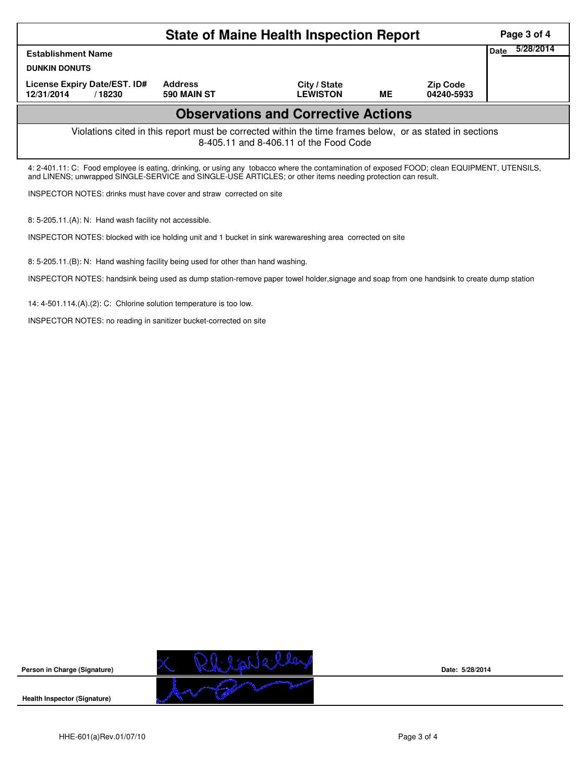# State of Maine Health Inspection Report

| Establishment Name | | | | | Date 5/28/2014 |
|---|---|---|---|---|---|
| DUNKIN DONUTS | | | | | |
| License Expiry Date/EST. ID# | Address | City / State | | Zip Code | |
| 12/31/2014 / 18230 | 590 MAIN ST | LEWISTON | ME | 04240-5933 | |

## Observations and Corrective Actions

Violations cited in this report must be corrected within the time frames below, or as stated in sections 8-405.11 and 8-406.11 of the Food Code

4: 2-401.11: C: Food employee is eating, drinking, or using any tobacco where the contamination of exposed FOOD; clean EQUIPMENT, UTENSILS, and LINENS; unwrapped SINGLE-SERVICE and SINGLE-USE ARTICLES; or other items needing protection can result.

INSPECTOR NOTES: drinks must have cover and straw corrected on site

8: 5-205.11.(A): N: Hand wash facility not accessible.

INSPECTOR NOTES: blocked with ice holding unit and 1 bucket in sink warewareshing area corrected on site

8: 5-205.11.(B): N: Hand washing facility being used for other than hand washing.

INSPECTOR NOTES: handsink being used as dump station-remove paper towel holder,signage and soap from one handsink to create dump station

14: 4-501.114.(A).(2): C: Chlorine solution temperature is too low.

INSPECTOR NOTES: no reading in sanitizer bucket-corrected on site

**Person in Charge (Signature)** x Phil?Nelley　　　**Date: 5/28/2014**

**Health Inspector (Signature)**

HHE-601(a)Rev.01/07/10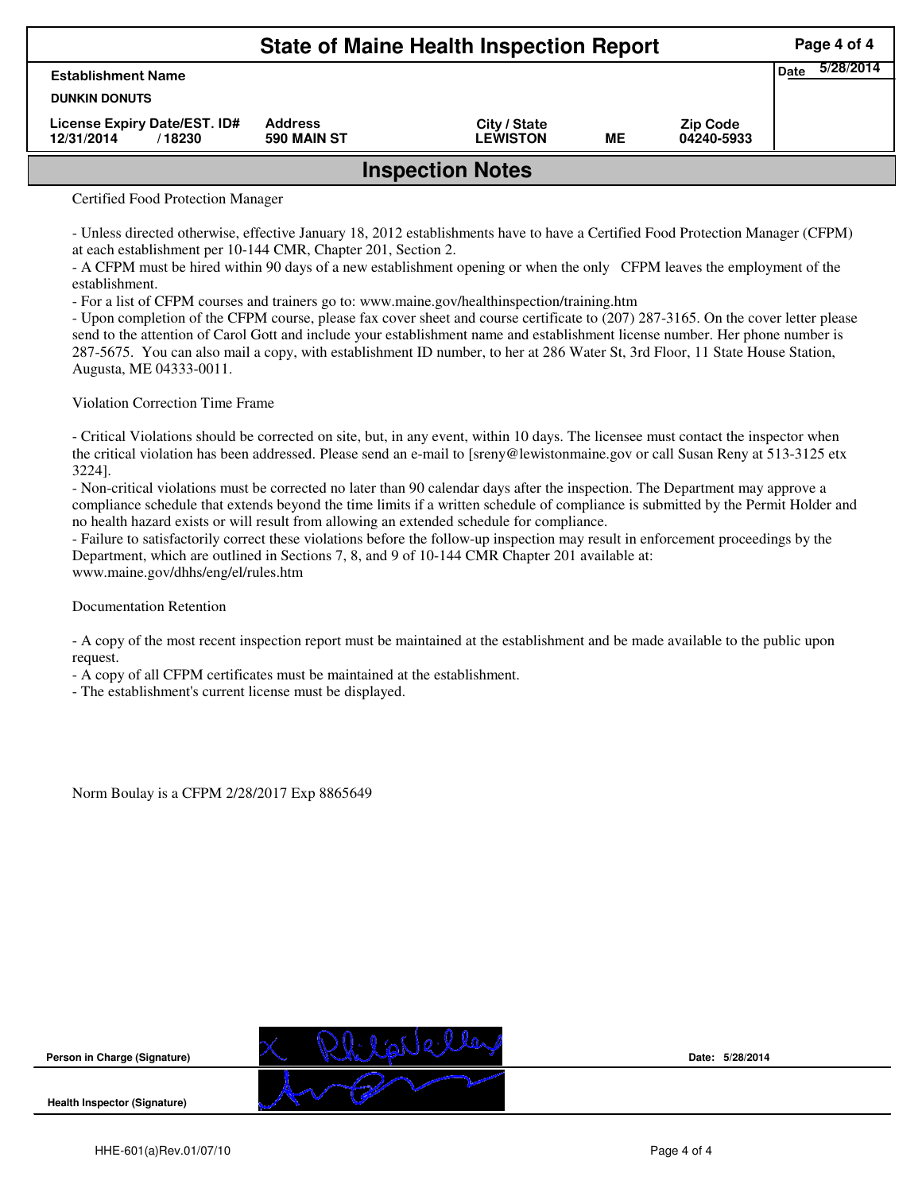# State of Maine Health Inspection Report

| Establishment Name | | | | | Date 5/28/2014 |
|---|---|---|---|---|---|
| DUNKIN DONUTS | | | | | |
| License Expiry Date/EST. ID# | Address | City / State | | Zip Code | |
| 12/31/2014 / 18230 | 590 MAIN ST | LEWISTON | ME | 04240-5933 | |

## Inspection Notes

Certified Food Protection Manager

- Unless directed otherwise, effective January 18, 2012 establishments have to have a Certified Food Protection Manager (CFPM) at each establishment per 10-144 CMR, Chapter 201, Section 2.
- A CFPM must be hired within 90 days of a new establishment opening or when the only CFPM leaves the employment of the establishment.
- For a list of CFPM courses and trainers go to: www.maine.gov/healthinspection/training.htm
- Upon completion of the CFPM course, please fax cover sheet and course certificate to (207) 287-3165. On the cover letter please send to the attention of Carol Gott and include your establishment name and establishment license number. Her phone number is 287-5675. You can also mail a copy, with establishment ID number, to her at 286 Water St, 3rd Floor, 11 State House Station, Augusta, ME 04333-0011.

Violation Correction Time Frame

- Critical Violations should be corrected on site, but, in any event, within 10 days. The licensee must contact the inspector when the critical violation has been addressed. Please send an e-mail to [sreny@lewistonmaine.gov or call Susan Reny at 513-3125 etx 3224].
- Non-critical violations must be corrected no later than 90 calendar days after the inspection. The Department may approve a compliance schedule that extends beyond the time limits if a written schedule of compliance is submitted by the Permit Holder and no health hazard exists or will result from allowing an extended schedule for compliance.
- Failure to satisfactorily correct these violations before the follow-up inspection may result in enforcement proceedings by the Department, which are outlined in Sections 7, 8, and 9 of 10-144 CMR Chapter 201 available at: www.maine.gov/dhhs/eng/el/rules.htm

Documentation Retention

- A copy of the most recent inspection report must be maintained at the establishment and be made available to the public upon request.
- A copy of all CFPM certificates must be maintained at the establishment.
- The establishment's current license must be displayed.

Norm Boulay is a CFPM 2/28/2017 Exp 8865649

**Person in Charge (Signature)** X Philip Nelley **Date: 5/28/2014**

**Health Inspector (Signature)**

HHE-601(a)Rev.01/07/10